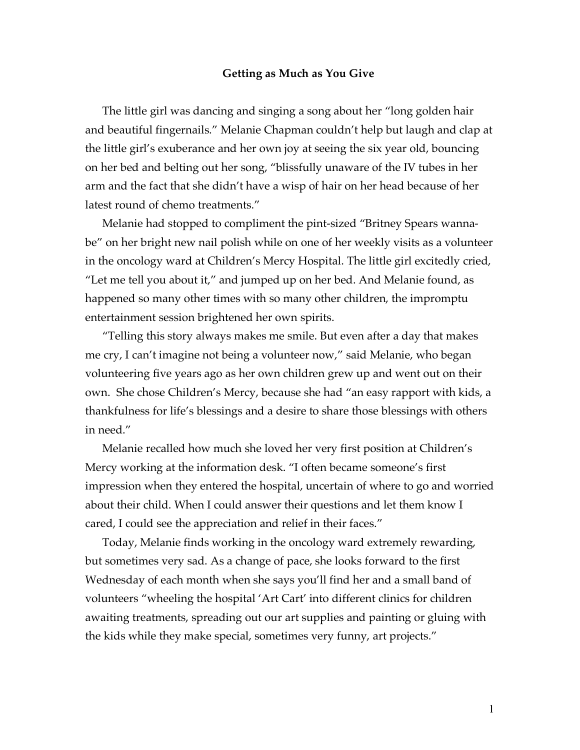# Getting as Much as You Give

The little girl was dancing and singing a song about her "long golden hair and beautiful fingernails." Melanie Chapman couldn't help but laugh and clap at the little girl's exuberance and her own joy at seeing the six year old, bouncing on her bed and belting out her song, "blissfully unaware of the IV tubes in her arm and the fact that she didn't have a wisp of hair on her head because of her latest round of chemo treatments."

Melanie had stopped to compliment the pint-sized "Britney Spears wanna-be" on her bright new nail polish while on one of her weekly visits as a volunteer in the oncology ward at Children's Mercy Hospital. The little girl excitedly cried, "Let me tell you about it," and jumped up on her bed. And Melanie found, as happened so many other times with so many other children, the impromptu entertainment session brightened her own spirits.

"Telling this story always makes me smile. But even after a day that makes me cry, I can't imagine not being a volunteer now," said Melanie, who began volunteering five years ago as her own children grew up and went out on their own. She chose Children's Mercy, because she had "an easy rapport with kids, a thankfulness for life's blessings and a desire to share those blessings with others in need."

Melanie recalled how much she loved her very first position at Children's Mercy working at the information desk. "I often became someone's first impression when they entered the hospital, uncertain of where to go and worried about their child. When I could answer their questions and let them know I cared, I could see the appreciation and relief in their faces."

Today, Melanie finds working in the oncology ward extremely rewarding, but sometimes very sad. As a change of pace, she looks forward to the first Wednesday of each month when she says you'll find her and a small band of volunteers "wheeling the hospital 'Art Cart' into different clinics for children awaiting treatments, spreading out our art supplies and painting or gluing with the kids while they make special, sometimes very funny, art projects."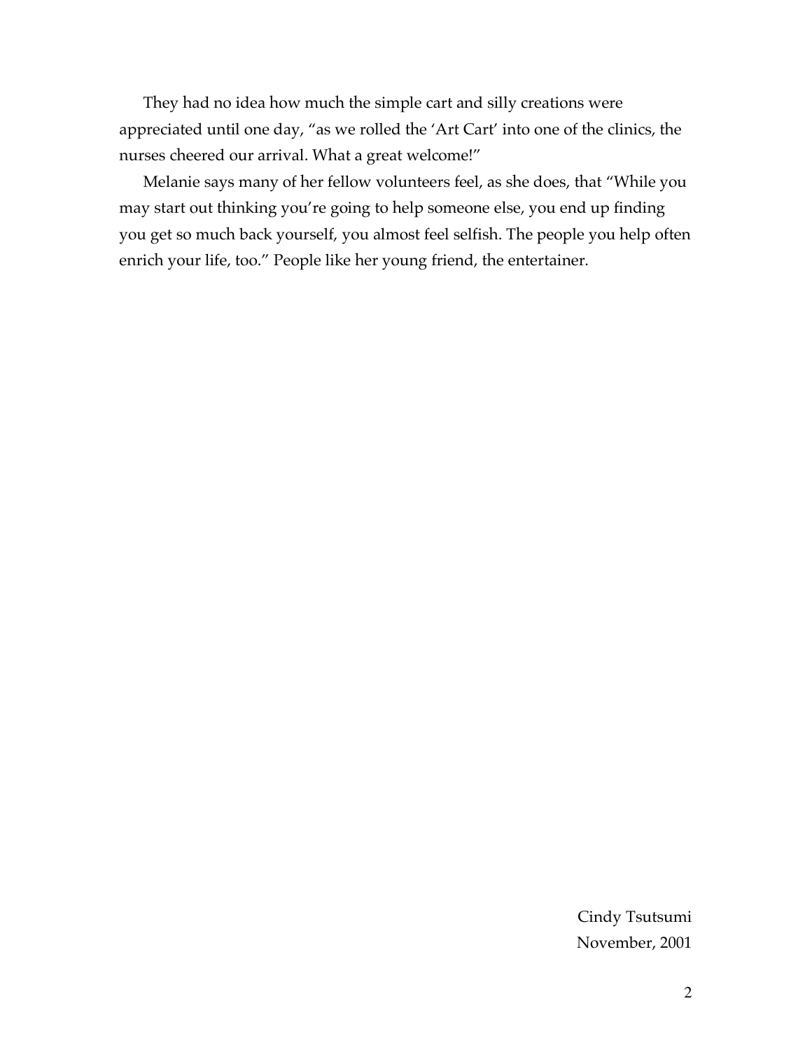They had no idea how much the simple cart and silly creations were appreciated until one day, “as we rolled the ‘Art Cart’ into one of the clinics, the nurses cheered our arrival. What a great welcome!”

Melanie says many of her fellow volunteers feel, as she does, that “While you may start out thinking you’re going to help someone else, you end up finding you get so much back yourself, you almost feel selfish. The people you help often enrich your life, too.” People like her young friend, the entertainer.

Cindy Tsutsumi
November, 2001